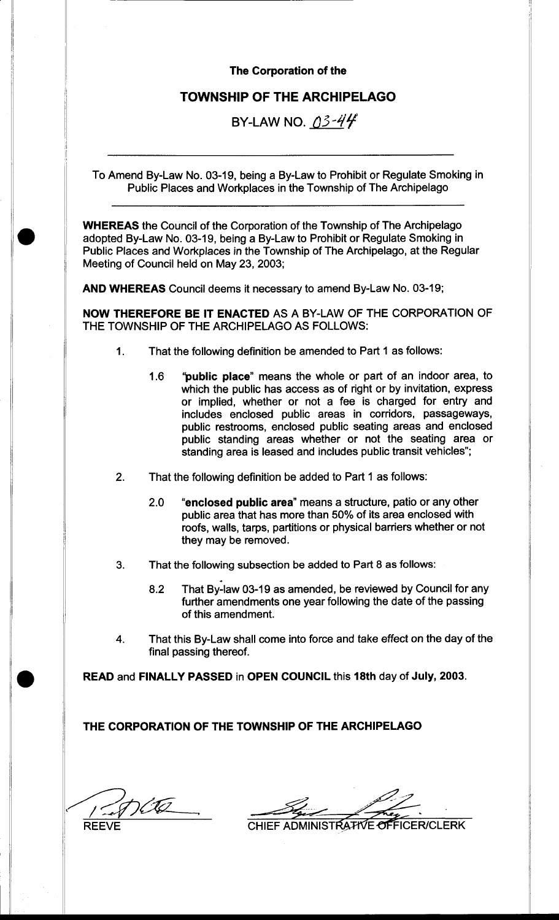**The Corporation of the**

## TOWNSHIP OF THE ARCHIPELAGO

BY-LAW NO. 03-44

To Amend By-Law No. 03-19, being a By-Law to Prohibit or Regulate Smoking in Public Places and Workplaces in the Township of The Archipelago

**WHEREAS** the Council of the Corporation of the Township of The Archipelago adopted By-Law No. 03-19, being a By-Law to Prohibit or Regulate Smoking in Public Places and Workplaces in the Township of The Archipelago, at the Regular Meeting of Council held on May 23, 2003;

**AND WHEREAS** Council deems it necessary to amend By-Law No. 03-19;

**NOW THEREFORE BE IT ENACTED** AS A BY-LAW OF THE CORPORATION OF THE TOWNSHIP OF THE ARCHIPELAGO AS FOLLOWS:

1. That the following definition be amended to Part 1 as follows:

   1.6 "**public place**" means the whole or part of an indoor area, to which the public has access as of right or by invitation, express or implied, whether or not a fee is charged for entry and includes enclosed public areas in corridors, passageways, public restrooms, enclosed public seating areas and enclosed public standing areas whether or not the seating area or standing area is leased and includes public transit vehicles";

2. That the following definition be added to Part 1 as follows:

   2.0 "**enclosed public area**" means a structure, patio or any other public area that has more than 50% of its area enclosed with roofs, walls, tarps, partitions or physical barriers whether or not they may be removed.

3. That the following subsection be added to Part 8 as follows:

   8.2 That By-law 03-19 as amended, be reviewed by Council for any further amendments one year following the date of the passing of this amendment.

4. That this By-Law shall come into force and take effect on the day of the final passing thereof.

**READ** and **FINALLY PASSED** in **OPEN COUNCIL** this **18th** day of **July, 2003**.

**THE CORPORATION OF THE TOWNSHIP OF THE ARCHIPELAGO**

REEVE

CHIEF ADMINISTRATIVE OFFICER/CLERK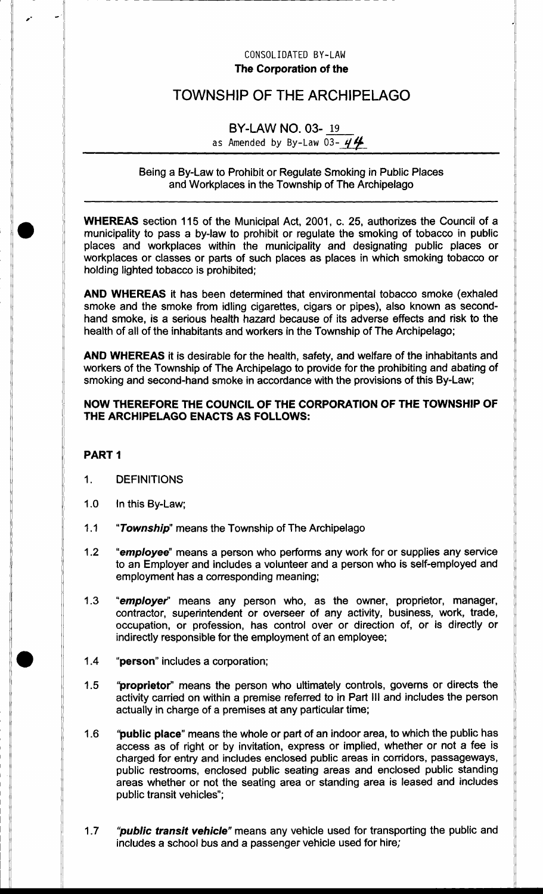CONSOLIDATED BY-LAW
**The Corporation of the**

# TOWNSHIP OF THE ARCHIPELAGO

## BY-LAW NO. 03- 19
as Amended by By-Law 03- 44

Being a By-Law to Prohibit or Regulate Smoking in Public Places and Workplaces in the Township of The Archipelago

---

**WHEREAS** section 115 of the Municipal Act, 2001, c. 25, authorizes the Council of a municipality to pass a by-law to prohibit or regulate the smoking of tobacco in public places and workplaces within the municipality and designating public places or workplaces or classes or parts of such places as places in which smoking tobacco or holding lighted tobacco is prohibited;

**AND WHEREAS** it has been determined that environmental tobacco smoke (exhaled smoke and the smoke from idling cigarettes, cigars or pipes), also known as second-hand smoke, is a serious health hazard because of its adverse effects and risk to the health of all of the inhabitants and workers in the Township of The Archipelago;

**AND WHEREAS** it is desirable for the health, safety, and welfare of the inhabitants and workers of the Township of The Archipelago to provide for the prohibiting and abating of smoking and second-hand smoke in accordance with the provisions of this By-Law;

**NOW THEREFORE THE COUNCIL OF THE CORPORATION OF THE TOWNSHIP OF THE ARCHIPELAGO ENACTS AS FOLLOWS:**

### PART 1

1. DEFINITIONS

1.0 In this By-Law;

1.1 "***Township***" means the Township of The Archipelago

1.2 "***employee***" means a person who performs any work for or supplies any service to an Employer and includes a volunteer and a person who is self-employed and employment has a corresponding meaning;

1.3 "***employer***" means any person who, as the owner, proprietor, manager, contractor, superintendent or overseer of any activity, business, work, trade, occupation, or profession, has control over or direction of, or is directly or indirectly responsible for the employment of an employee;

1.4 "**person**" includes a corporation;

1.5 "**proprietor**" means the person who ultimately controls, governs or directs the activity carried on within a premise referred to in Part III and includes the person actually in charge of a premises at any particular time;

1.6 "**public place**" means the whole or part of an indoor area, to which the public has access as of right or by invitation, express or implied, whether or not a fee is charged for entry and includes enclosed public areas in corridors, passageways, public restrooms, enclosed public seating areas and enclosed public standing areas whether or not the seating area or standing area is leased and includes public transit vehicles";

1.7 "***public transit vehicle***" means any vehicle used for transporting the public and includes a school bus and a passenger vehicle used for hire;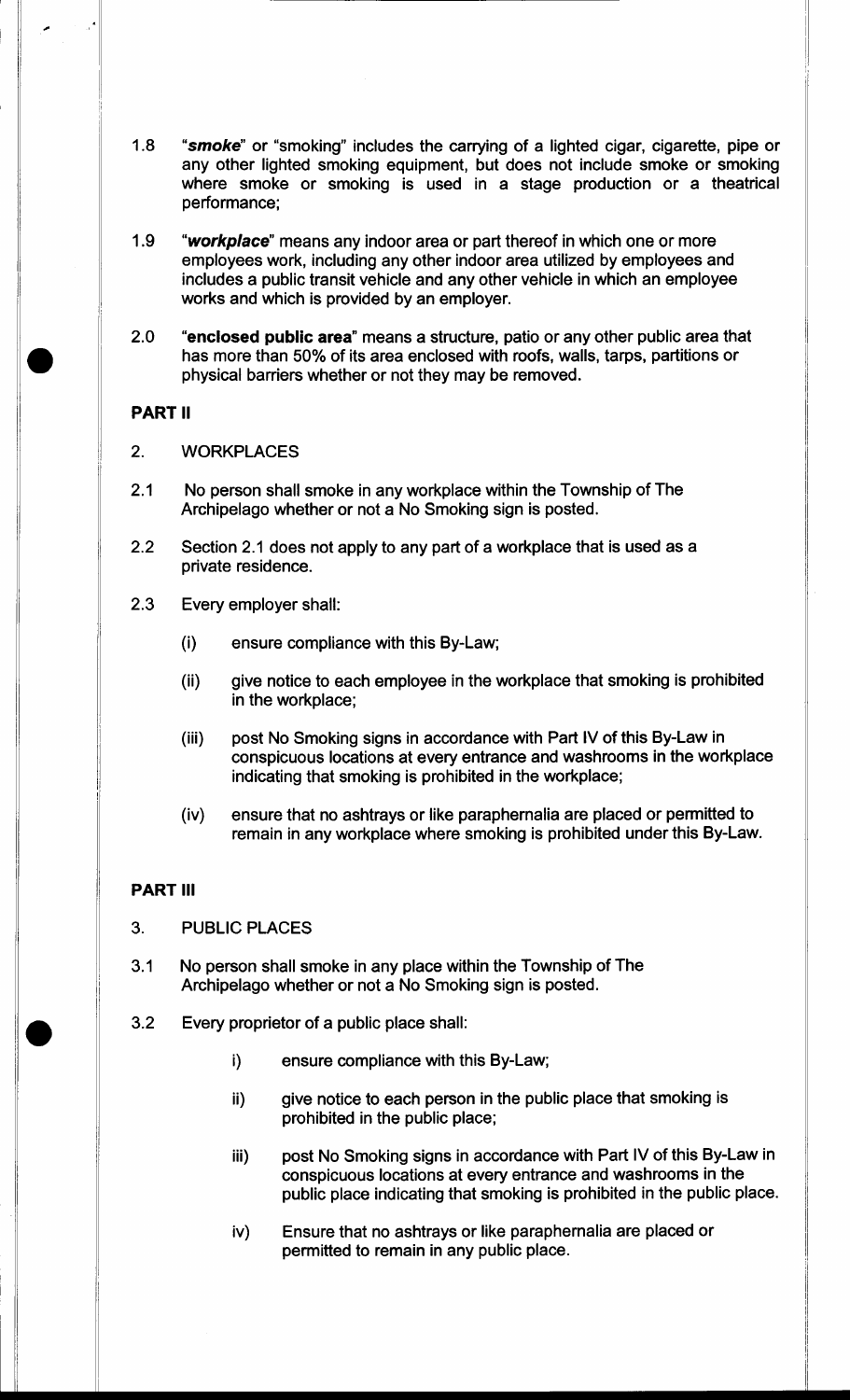1.8 "***smoke***" or "smoking" includes the carrying of a lighted cigar, cigarette, pipe or any other lighted smoking equipment, but does not include smoke or smoking where smoke or smoking is used in a stage production or a theatrical performance;

1.9 "***workplace***" means any indoor area or part thereof in which one or more employees work, including any other indoor area utilized by employees and includes a public transit vehicle and any other vehicle in which an employee works and which is provided by an employer.

2.0 "**enclosed public area**" means a structure, patio or any other public area that has more than 50% of its area enclosed with roofs, walls, tarps, partitions or physical barriers whether or not they may be removed.

## PART II

2. WORKPLACES

2.1 No person shall smoke in any workplace within the Township of The Archipelago whether or not a No Smoking sign is posted.

2.2 Section 2.1 does not apply to any part of a workplace that is used as a private residence.

2.3 Every employer shall:

(i) ensure compliance with this By-Law;

(ii) give notice to each employee in the workplace that smoking is prohibited in the workplace;

(iii) post No Smoking signs in accordance with Part IV of this By-Law in conspicuous locations at every entrance and washrooms in the workplace indicating that smoking is prohibited in the workplace;

(iv) ensure that no ashtrays or like paraphernalia are placed or permitted to remain in any workplace where smoking is prohibited under this By-Law.

## PART III

3. PUBLIC PLACES

3.1 No person shall smoke in any place within the Township of The Archipelago whether or not a No Smoking sign is posted.

3.2 Every proprietor of a public place shall:

i) ensure compliance with this By-Law;

ii) give notice to each person in the public place that smoking is prohibited in the public place;

iii) post No Smoking signs in accordance with Part IV of this By-Law in conspicuous locations at every entrance and washrooms in the public place indicating that smoking is prohibited in the public place.

iv) Ensure that no ashtrays or like paraphernalia are placed or permitted to remain in any public place.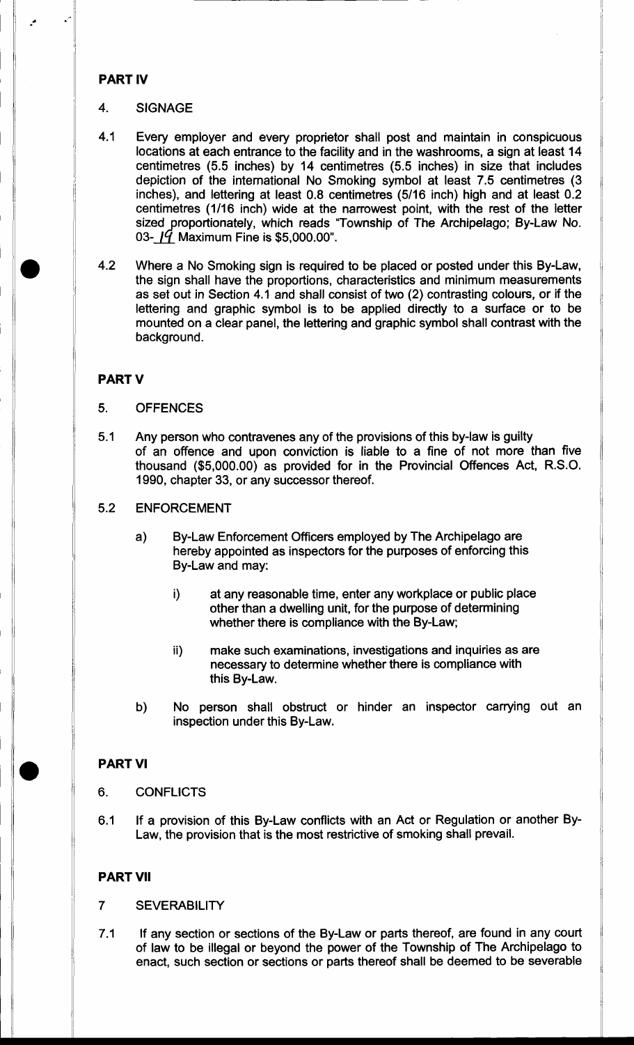## PART IV

4. SIGNAGE

4.1 Every employer and every proprietor shall post and maintain in conspicuous locations at each entrance to the facility and in the washrooms, a sign at least 14 centimetres (5.5 inches) by 14 centimetres (5.5 inches) in size that includes depiction of the international No Smoking symbol at least 7.5 centimetres (3 inches), and lettering at least 0.8 centimetres (5/16 inch) high and at least 0.2 centimetres (1/16 inch) wide at the narrowest point, with the rest of the letter sized proportionately, which reads "Township of The Archipelago; By-Law No. 03-19 Maximum Fine is $5,000.00".

4.2 Where a No Smoking sign is required to be placed or posted under this By-Law, the sign shall have the proportions, characteristics and minimum measurements as set out in Section 4.1 and shall consist of two (2) contrasting colours, or if the lettering and graphic symbol is to be applied directly to a surface or to be mounted on a clear panel, the lettering and graphic symbol shall contrast with the background.

## PART V

5. OFFENCES

5.1 Any person who contravenes any of the provisions of this by-law is guilty of an offence and upon conviction is liable to a fine of not more than five thousand ($5,000.00) as provided for in the Provincial Offences Act, R.S.O. 1990, chapter 33, or any successor thereof.

5.2 ENFORCEMENT

a) By-Law Enforcement Officers employed by The Archipelago are hereby appointed as inspectors for the purposes of enforcing this By-Law and may:

   i) at any reasonable time, enter any workplace or public place other than a dwelling unit, for the purpose of determining whether there is compliance with the By-Law;

   ii) make such examinations, investigations and inquiries as are necessary to determine whether there is compliance with this By-Law.

b) No person shall obstruct or hinder an inspector carrying out an inspection under this By-Law.

## PART VI

6. CONFLICTS

6.1 If a provision of this By-Law conflicts with an Act or Regulation or another By-Law, the provision that is the most restrictive of smoking shall prevail.

## PART VII

7 SEVERABILITY

7.1 If any section or sections of the By-Law or parts thereof, are found in any court of law to be illegal or beyond the power of the Township of The Archipelago to enact, such section or sections or parts thereof shall be deemed to be severable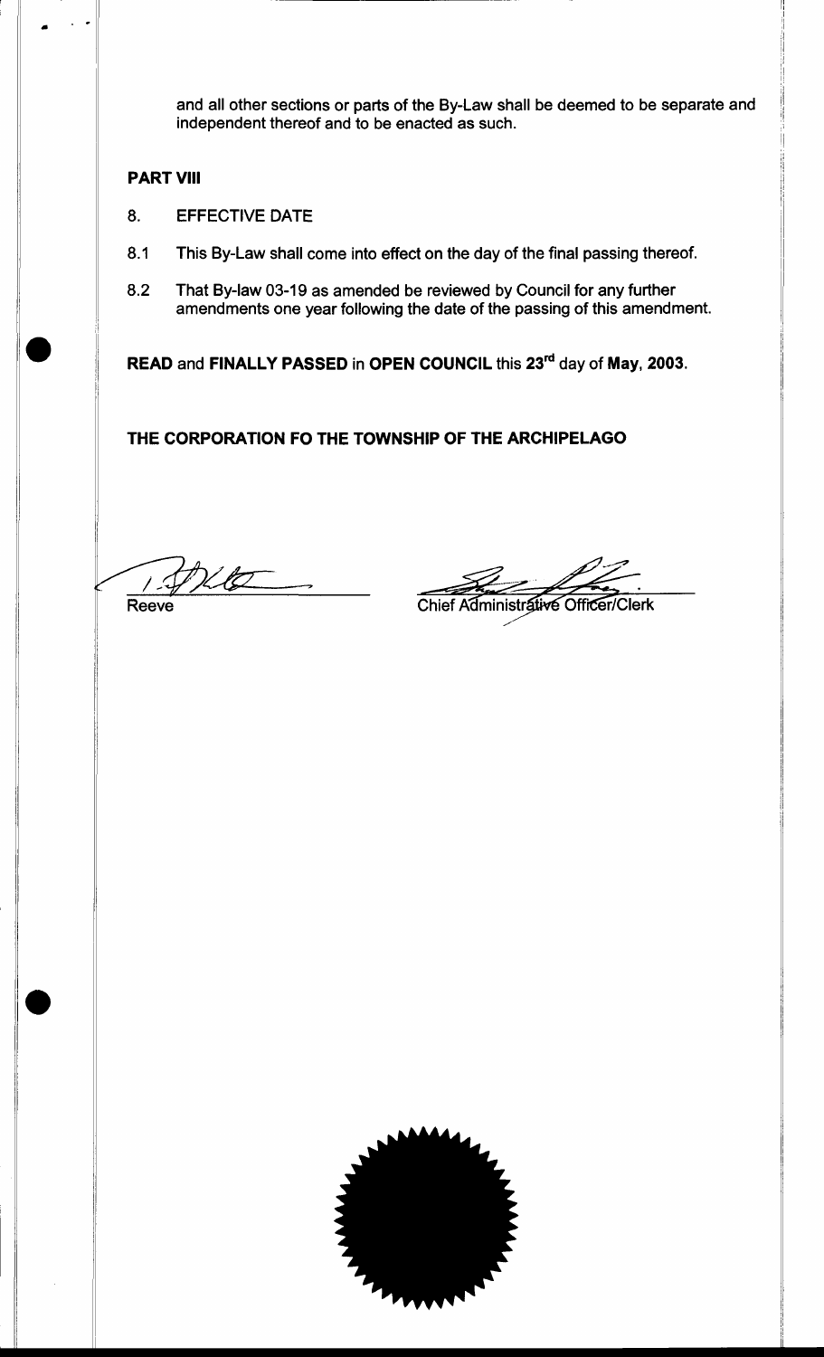and all other sections or parts of the By-Law shall be deemed to be separate and independent thereof and to be enacted as such.

**PART VIII**

8. EFFECTIVE DATE

8.1 This By-Law shall come into effect on the day of the final passing thereof.

8.2 That By-law 03-19 as amended be reviewed by Council for any further amendments one year following the date of the passing of this amendment.

**READ** and **FINALLY PASSED** in **OPEN COUNCIL** this **23rd** day of **May, 2003**.

**THE CORPORATION FO THE TOWNSHIP OF THE ARCHIPELAGO**

Reeve

Chief Administrative Officer/Clerk